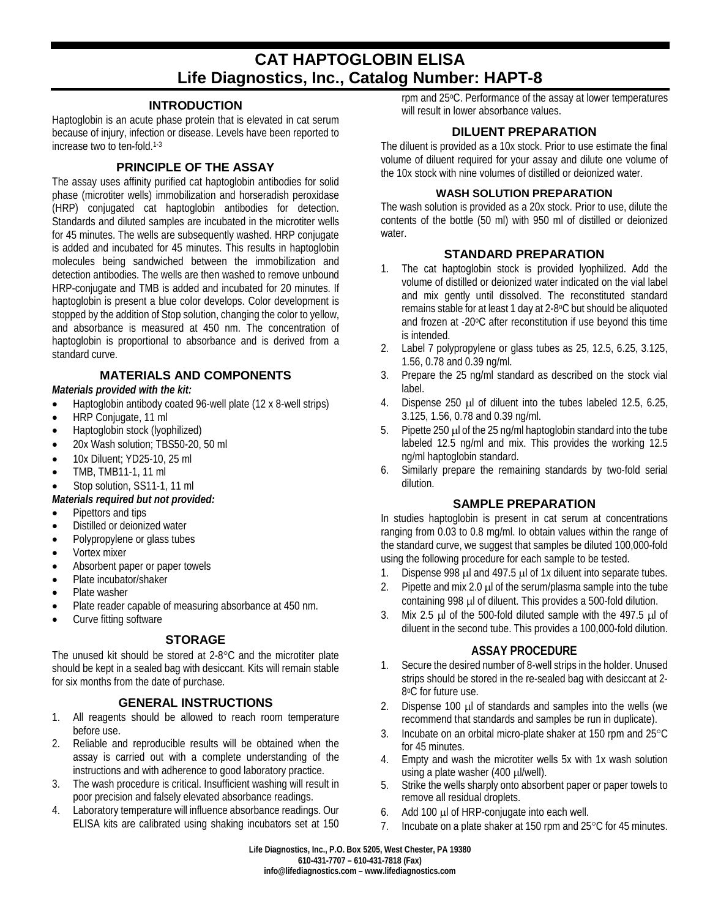# CAT HAPTOGLOBIN ELISA
# Life Diagnostics, Inc., Catalog Number: HAPT-8

## INTRODUCTION

Haptoglobin is an acute phase protein that is elevated in cat serum because of injury, infection or disease. Levels have been reported to increase two to ten-fold.[1-3]

## PRINCIPLE OF THE ASSAY

The assay uses affinity purified cat haptoglobin antibodies for solid phase (microtiter wells) immobilization and horseradish peroxidase (HRP) conjugated cat haptoglobin antibodies for detection. Standards and diluted samples are incubated in the microtiter wells for 45 minutes. The wells are subsequently washed. HRP conjugate is added and incubated for 45 minutes. This results in haptoglobin molecules being sandwiched between the immobilization and detection antibodies. The wells are then washed to remove unbound HRP-conjugate and TMB is added and incubated for 20 minutes. If haptoglobin is present a blue color develops. Color development is stopped by the addition of Stop solution, changing the color to yellow, and absorbance is measured at 450 nm. The concentration of haptoglobin is proportional to absorbance and is derived from a standard curve.

## MATERIALS AND COMPONENTS

***Materials provided with the kit:***

- Haptoglobin antibody coated 96-well plate (12 x 8-well strips)
- HRP Conjugate, 11 ml
- Haptoglobin stock (lyophilized)
- 20x Wash solution; TBS50-20, 50 ml
- 10x Diluent; YD25-10, 25 ml
- TMB, TMB11-1, 11 ml
- Stop solution, SS11-1, 11 ml

***Materials required but not provided:***

- Pipettors and tips
- Distilled or deionized water
- Polypropylene or glass tubes
- Vortex mixer
- Absorbent paper or paper towels
- Plate incubator/shaker
- Plate washer
- Plate reader capable of measuring absorbance at 450 nm.
- Curve fitting software

## STORAGE

The unused kit should be stored at 2-8°C and the microtiter plate should be kept in a sealed bag with desiccant. Kits will remain stable for six months from the date of purchase.

## GENERAL INSTRUCTIONS

1. All reagents should be allowed to reach room temperature before use.
2. Reliable and reproducible results will be obtained when the assay is carried out with a complete understanding of the instructions and with adherence to good laboratory practice.
3. The wash procedure is critical. Insufficient washing will result in poor precision and falsely elevated absorbance readings.
4. Laboratory temperature will influence absorbance readings. Our ELISA kits are calibrated using shaking incubators set at 150 rpm and 25°C. Performance of the assay at lower temperatures will result in lower absorbance values.

## DILUENT PREPARATION

The diluent is provided as a 10x stock. Prior to use estimate the final volume of diluent required for your assay and dilute one volume of the 10x stock with nine volumes of distilled or deionized water.

### WASH SOLUTION PREPARATION

The wash solution is provided as a 20x stock. Prior to use, dilute the contents of the bottle (50 ml) with 950 ml of distilled or deionized water.

## STANDARD PREPARATION

1. The cat haptoglobin stock is provided lyophilized. Add the volume of distilled or deionized water indicated on the vial label and mix gently until dissolved. The reconstituted standard remains stable for at least 1 day at 2-8°C but should be aliquoted and frozen at -20°C after reconstitution if use beyond this time is intended.
2. Label 7 polypropylene or glass tubes as 25, 12.5, 6.25, 3.125, 1.56, 0.78 and 0.39 ng/ml.
3. Prepare the 25 ng/ml standard as described on the stock vial label.
4. Dispense 250 μl of diluent into the tubes labeled 12.5, 6.25, 3.125, 1.56, 0.78 and 0.39 ng/ml.
5. Pipette 250 μl of the 25 ng/ml haptoglobin standard into the tube labeled 12.5 ng/ml and mix. This provides the working 12.5 ng/ml haptoglobin standard.
6. Similarly prepare the remaining standards by two-fold serial dilution.

## SAMPLE PREPARATION

In studies haptoglobin is present in cat serum at concentrations ranging from 0.03 to 0.8 mg/ml. Io obtain values within the range of the standard curve, we suggest that samples be diluted 100,000-fold using the following procedure for each sample to be tested.

1. Dispense 998 μl and 497.5 μl of 1x diluent into separate tubes.
2. Pipette and mix 2.0 μl of the serum/plasma sample into the tube containing 998 μl of diluent. This provides a 500-fold dilution.
3. Mix 2.5 μl of the 500-fold diluted sample with the 497.5 μl of diluent in the second tube. This provides a 100,000-fold dilution.

## ASSAY PROCEDURE

1. Secure the desired number of 8-well strips in the holder. Unused strips should be stored in the re-sealed bag with desiccant at 2-8°C for future use.
2. Dispense 100 μl of standards and samples into the wells (we recommend that standards and samples be run in duplicate).
3. Incubate on an orbital micro-plate shaker at 150 rpm and 25°C for 45 minutes.
4. Empty and wash the microtiter wells 5x with 1x wash solution using a plate washer (400 μl/well).
5. Strike the wells sharply onto absorbent paper or paper towels to remove all residual droplets.
6. Add 100 μl of HRP-conjugate into each well.
7. Incubate on a plate shaker at 150 rpm and 25°C for 45 minutes.

Life Diagnostics, Inc., P.O. Box 5205, West Chester, PA 19380
610-431-7707 – 610-431-7818 (Fax)
info@lifediagnostics.com – www.lifediagnostics.com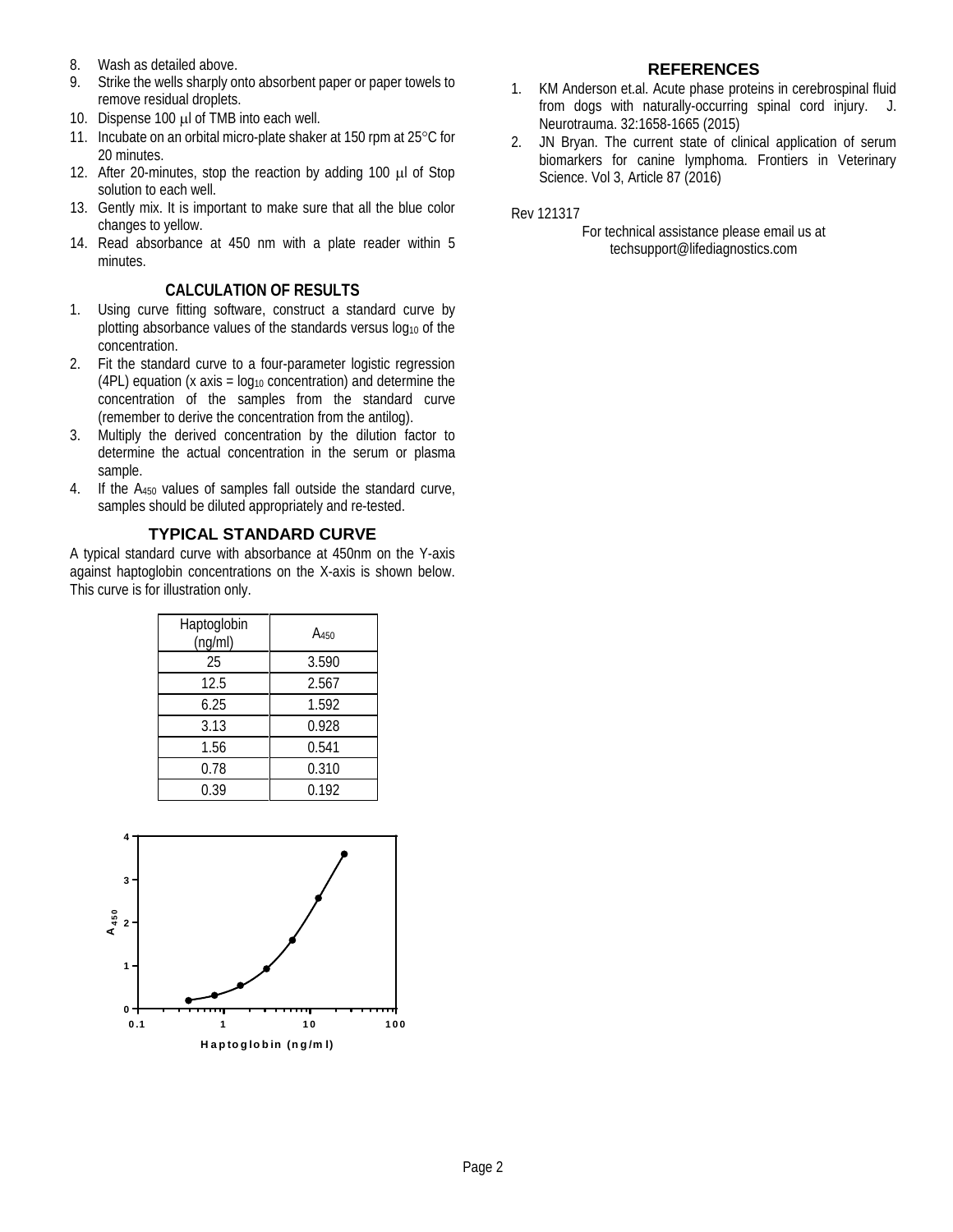8. Wash as detailed above.
9. Strike the wells sharply onto absorbent paper or paper towels to remove residual droplets.
10. Dispense 100 μl of TMB into each well.
11. Incubate on an orbital micro-plate shaker at 150 rpm at 25°C for 20 minutes.
12. After 20-minutes, stop the reaction by adding 100 μl of Stop solution to each well.
13. Gently mix. It is important to make sure that all the blue color changes to yellow.
14. Read absorbance at 450 nm with a plate reader within 5 minutes.

## CALCULATION OF RESULTS

1. Using curve fitting software, construct a standard curve by plotting absorbance values of the standards versus $\log_{10}$ of the concentration.
2. Fit the standard curve to a four-parameter logistic regression (4PL) equation (x axis = $\log_{10}$ concentration) and determine the concentration of the samples from the standard curve (remember to derive the concentration from the antilog).
3. Multiply the derived concentration by the dilution factor to determine the actual concentration in the serum or plasma sample.
4. If the $A_{450}$ values of samples fall outside the standard curve, samples should be diluted appropriately and re-tested.

## TYPICAL STANDARD CURVE

A typical standard curve with absorbance at 450nm on the Y-axis against haptoglobin concentrations on the X-axis is shown below. This curve is for illustration only.

| Haptoglobin (ng/ml) | $A_{450}$ |
|---|---|
| 25 | 3.590 |
| 12.5 | 2.567 |
| 6.25 | 1.592 |
| 3.13 | 0.928 |
| 1.56 | 0.541 |
| 0.78 | 0.310 |
| 0.39 | 0.192 |

$A_{450}$

0
1
2
3
4

0.1
1
10
100

Haptoglobin (ng/ml)

## REFERENCES

1. KM Anderson et.al. Acute phase proteins in cerebrospinal fluid from dogs with naturally-occurring spinal cord injury. J. Neurotrauma. 32:1658-1665 (2015)
2. JN Bryan. The current state of clinical application of serum biomarkers for canine lymphoma. Frontiers in Veterinary Science. Vol 3, Article 87 (2016)

Rev 121317

For technical assistance please email us at techsupport@lifediagnostics.com